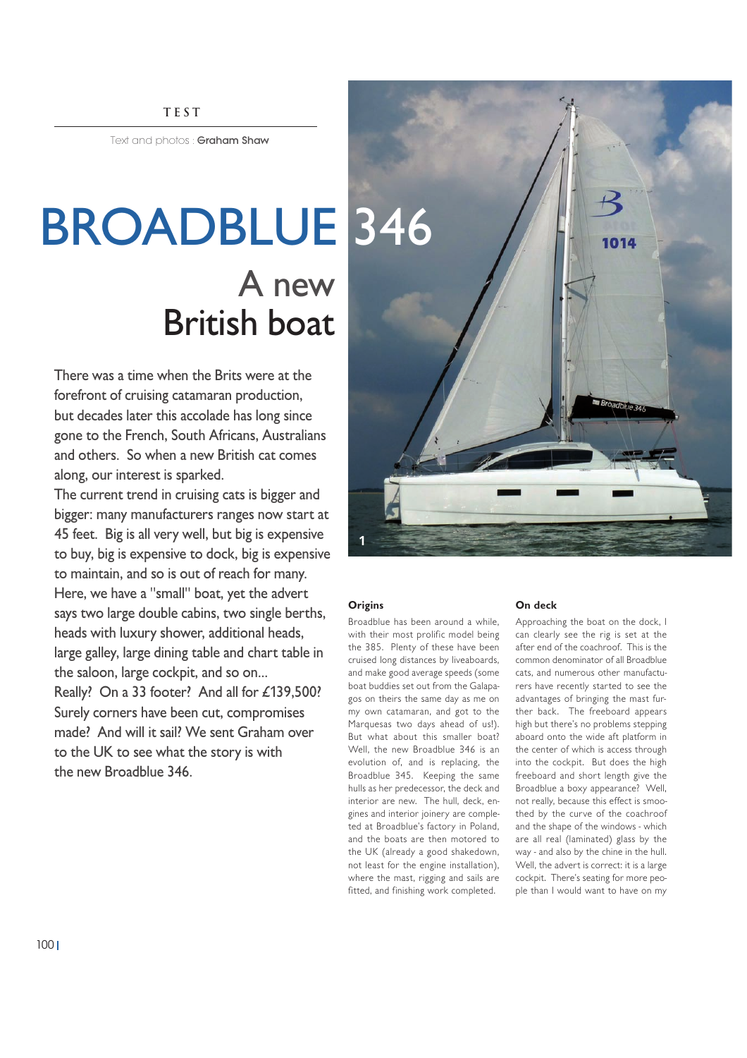TEST

Text and photos : **Graham Shaw**

# BROADBLUE 346

## A new British boat

There was a time when the Brits were at the forefront of cruising catamaran production, but decades later this accolade has long since gone to the French, South Africans, Australians and others. So when a new British cat comes along, our interest is sparked.

The current trend in cruising cats is bigger and bigger: many manufacturers ranges now start at 45 feet. Big is all very well, but big is expensive to buy, big is expensive to dock, big is expensive to maintain, and so is out of reach for many. Here, we have a "small" boat, yet the advert says two large double cabins, two single berths, heads with luxury shower, additional heads, large galley, large dining table and chart table in the saloon, large cockpit, and so on...

Really? On a 33 footer? And all for £139,500? Surely corners have been cut, compromises made? And will it sail? We sent Graham over to the UK to see what the story is with the new Broadblue 346.

1

### Origins

Broadblue has been around a while, with their most prolific model being the 385. Plenty of these have been cruised long distances by liveaboards, and make good average speeds (some boat buddies set out from the Galapagos on theirs the same day as me on my own catamaran, and got to the Marquesas two days ahead of us!). But what about this smaller boat? Well, the new Broadblue 346 is an evolution of, and is replacing, the Broadblue 345. Keeping the same hulls as her predecessor, the deck and interior are new. The hull, deck, engines and interior joinery are completed at Broadblue's factory in Poland, and the boats are then motored to the UK (already a good shakedown, not least for the engine installation), where the mast, rigging and sails are fitted, and finishing work completed.

### On deck

Approaching the boat on the dock, I can clearly see the rig is set at the after end of the coachroof. This is the common denominator of all Broadblue cats, and numerous other manufacturers have recently started to see the advantages of bringing the mast further back. The freeboard appears high but there's no problems stepping aboard onto the wide aft platform in the center of which is access through into the cockpit. But does the high freeboard and short length give the Broadblue a boxy appearance? Well, not really, because this effect is smoothed by the curve of the coachroof and the shape of the windows - which are all real (laminated) glass by the way - and also by the chine in the hull. Well, the advert is correct: it is a large cockpit. There's seating for more people than I would want to have on my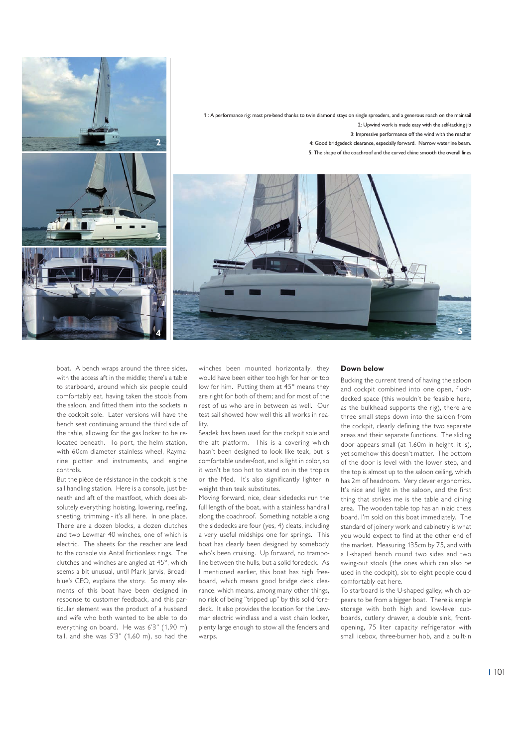1 : A performance rig: mast pre-bend thanks to twin diamond stays on single spreaders, and a generous roach on the mainsail
2: Upwind work is made easy with the self-tacking jib
3: Impressive performance off the wind with the reacher
4: Good bridgedeck clearance, especially forward. Narrow waterline beam.
5: The shape of the coachroof and the curved chine smooth the overall lines

boat. A bench wraps around the three sides, with the access aft in the middle; there's a table to starboard, around which six people could comfortably eat, having taken the stools from the saloon, and fitted them into the sockets in the cockpit sole. Later versions will have the bench seat continuing around the third side of the table, allowing for the gas locker to be relocated beneath. To port, the helm station, with 60cm diameter stainless wheel, Raymarine plotter and instruments, and engine controls.

But the pièce de résistance in the cockpit is the sail handling station. Here is a console, just beneath and aft of the mastfoot, which does absolutely everything: hoisting, lowering, reefing, sheeting, trimming - it's all here. In one place. There are a dozen blocks, a dozen clutches and two Lewmar 40 winches, one of which is electric. The sheets for the reacher are lead to the console via Antal frictionless rings. The clutches and winches are angled at 45°, which seems a bit unusual, until Mark Jarvis, Broadlblue's CEO, explains the story. So many elements of this boat have been designed in response to customer feedback, and this particular element was the product of a husband and wife who both wanted to be able to do everything on board. He was 6'3" (1,90 m) tall, and she was 5'3" (1,60 m), so had the winches been mounted horizontally, they would have been either too high for her or too low for him. Putting them at 45° means they are right for both of them; and for most of the rest of us who are in between as well. Our test sail showed how well this all works in reality.

Seadek has been used for the cockpit sole and the aft platform. This is a covering which hasn't been designed to look like teak, but is comfortable under-foot, and is light in color, so it won't be too hot to stand on in the tropics or the Med. It's also significantly lighter in weight than teak substitutes.

Moving forward, nice, clear sidedecks run the full length of the boat, with a stainless handrail along the coachroof. Something notable along the sidedecks are four (yes, 4) cleats, including a very useful midships one for springs. This boat has clearly been designed by somebody who's been cruising. Up forward, no trampoline between the hulls, but a solid foredeck. As I mentioned earlier, this boat has high freeboard, which means good bridge deck clearance, which means, among many other things, no risk of being "tripped up" by this solid foredeck. It also provides the location for the Lewmar electric windlass and a vast chain locker, plenty large enough to stow all the fenders and warps.

**Down below**

Bucking the current trend of having the saloon and cockpit combined into one open, flush-decked space (this wouldn't be feasible here, as the bulkhead supports the rig), there are three small steps down into the saloon from the cockpit, clearly defining the two separate areas and their separate functions. The sliding door appears small (at 1.60m in height, it is), yet somehow this doesn't matter. The bottom of the door is level with the lower step, and the top is almost up to the saloon ceiling, which has 2m of headroom. Very clever ergonomics. It's nice and light in the saloon, and the first thing that strikes me is the table and dining area. The wooden table top has an inlaid chess board. I'm sold on this boat immediately. The standard of joinery work and cabinetry is what you would expect to find at the other end of the market. Measuring 135cm by 75, and with a L-shaped bench round two sides and two swing-out stools (the ones which can also be used in the cockpit), six to eight people could comfortably eat here.

To starboard is the U-shaped galley, which appears to be from a bigger boat. There is ample storage with both high and low-level cupboards, cutlery drawer, a double sink, front-opening, 75 liter capacity refrigerator with small icebox, three-burner hob, and a built-in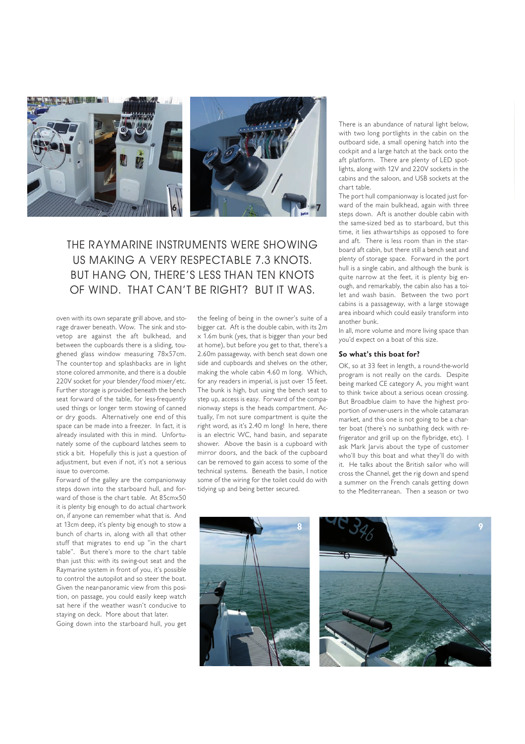THE RAYMARINE INSTRUMENTS WERE SHOWING US MAKING A VERY RESPECTABLE 7.3 KNOTS. BUT HANG ON, THERE'S LESS THAN TEN KNOTS OF WIND. THAT CAN'T BE RIGHT? BUT IT WAS.

oven with its own separate grill above, and storage drawer beneath. Wow. The sink and stovetop are against the aft bulkhead, and between the cupboards there is a sliding, toughened glass window measuring 78x57cm. The countertop and splashbacks are in light stone colored ammonite, and there is a double 220V socket for your blender/food mixer/etc. Further storage is provided beneath the bench seat forward of the table, for less-frequently used things or longer term stowing of canned or dry goods. Alternatively one end of this space can be made into a freezer. In fact, it is already insulated with this in mind. Unfortunately some of the cupboard latches seem to stick a bit. Hopefully this is just a question of adjustment, but even if not, it's not a serious issue to overcome.

Forward of the galley are the companionway steps down into the starboard hull, and forward of those is the chart table. At 85cmx50 it is plenty big enough to do actual chartwork on, if anyone can remember what that is. And at 13cm deep, it's plenty big enough to stow a bunch of charts in, along with all that other stuff that migrates to end up "in the chart table". But there's more to the chart table than just this: with its swing-out seat and the Raymarine system in front of you, it's possible to control the autopilot and so steer the boat. Given the near-panoramic view from this position, on passage, you could easily keep watch sat here if the weather wasn't conducive to staying on deck. More about that later.

Going down into the starboard hull, you get the feeling of being in the owner's suite of a bigger cat. Aft is the double cabin, with its 2m x 1.6m bunk (yes, that is bigger than your bed at home), but before you get to that, there's a 2.60m passageway, with bench seat down one side and cupboards and shelves on the other, making the whole cabin 4.60 m long. Which, for any readers in imperial, is just over 15 feet. The bunk is high, but using the bench seat to step up, access is easy. Forward of the companionway steps is the heads compartment. Actually, I'm not sure compartment is quite the right word, as it's 2.40 m long! In here, there is an electric WC, hand basin, and separate shower. Above the basin is a cupboard with mirror doors, and the back of the cupboard can be removed to gain access to some of the technical systems. Beneath the basin, I notice some of the wiring for the toilet could do with tidying up and being better secured.

There is an abundance of natural light below, with two long portlights in the cabin on the outboard side, a small opening hatch into the cockpit and a large hatch at the back onto the aft platform. There are plenty of LED spotlights, along with 12V and 220V sockets in the cabins and the saloon, and USB sockets at the chart table.

The port hull companionway is located just forward of the main bulkhead, again with three steps down. Aft is another double cabin with the same-sized bed as to starboard, but this time, it lies athwartships as opposed to fore and aft. There is less room than in the starboard aft cabin, but there still a bench seat and plenty of storage space. Forward in the port hull is a single cabin, and although the bunk is quite narrow at the feet, it is plenty big enough, and remarkably, the cabin also has a toilet and wash basin. Between the two port cabins is a passageway, with a large stowage area inboard which could easily transform into another bunk.

In all, more volume and more living space than you'd expect on a boat of this size.

### So what's this boat for?

OK, so at 33 feet in length, a round-the-world program is not really on the cards. Despite being marked CE category A, you might want to think twice about a serious ocean crossing. But Broadblue claim to have the highest proportion of owner-users in the whole catamaran market, and this one is not going to be a charter boat (there's no sunbathing deck with refrigerator and grill up on the flybridge, etc). I ask Mark Jarvis about the type of customer who'll buy this boat and what they'll do with it. He talks about the British sailor who will cross the Channel, get the rig down and spend a summer on the French canals getting down to the Mediterranean. Then a season or two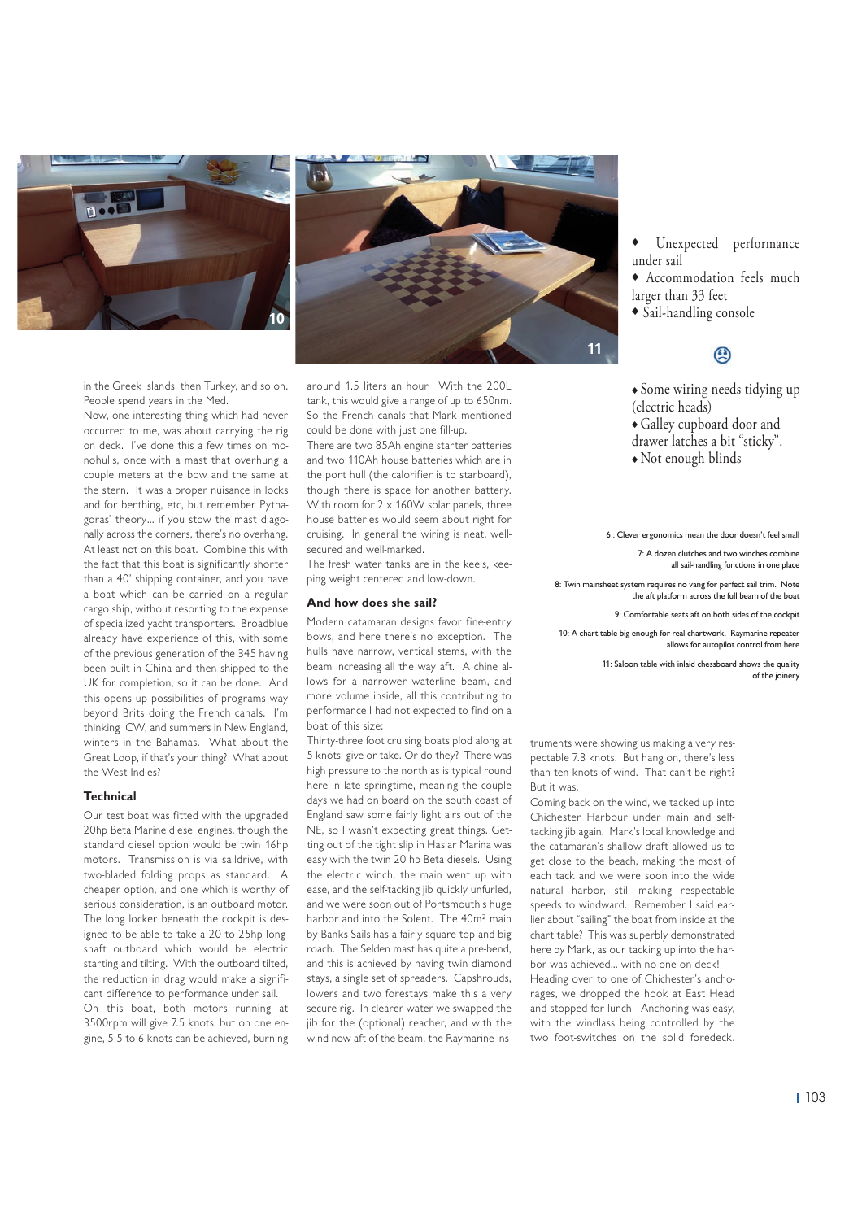- Unexpected performance under sail
- Accommodation feels much larger than 33 feet
- Sail-handling console

☹

- Some wiring needs tidying up (electric heads)
- Galley cupboard door and drawer latches a bit "sticky".
- Not enough blinds

6 : Clever ergonomics mean the door doesn't feel small

7: A dozen clutches and two winches combine all sail-handling functions in one place

8: Twin mainsheet system requires no vang for perfect sail trim. Note the aft platform across the full beam of the boat

9: Comfortable seats aft on both sides of the cockpit

10: A chart table big enough for real chartwork. Raymarine repeater allows for autopilot control from here

11: Saloon table with inlaid chessboard shows the quality of the joinery

in the Greek islands, then Turkey, and so on. People spend years in the Med.

Now, one interesting thing which had never occurred to me, was about carrying the rig on deck. I've done this a few times on monohulls, once with a mast that overhung a couple meters at the bow and the same at the stern. It was a proper nuisance in locks and for berthing, etc, but remember Pythagoras' theory... if you stow the mast diagonally across the corners, there's no overhang. At least not on this boat. Combine this with the fact that this boat is significantly shorter than a 40' shipping container, and you have a boat which can be carried on a regular cargo ship, without resorting to the expense of specialized yacht transporters. Broadblue already have experience of this, with some of the previous generation of the 345 having been built in China and then shipped to the UK for completion, so it can be done. And this opens up possibilities of programs way beyond Brits doing the French canals. I'm thinking ICW, and summers in New England, winters in the Bahamas. What about the Great Loop, if that's your thing? What about the West Indies?

### Technical

Our test boat was fitted with the upgraded 20hp Beta Marine diesel engines, though the standard diesel option would be twin 16hp motors. Transmission is via saildrive, with two-bladed folding props as standard. A cheaper option, and one which is worthy of serious consideration, is an outboard motor. The long locker beneath the cockpit is designed to be able to take a 20 to 25hp long-shaft outboard which would be electric starting and tilting. With the outboard tilted, the reduction in drag would make a significant difference to performance under sail.

On this boat, both motors running at 3500rpm will give 7.5 knots, but on one engine, 5.5 to 6 knots can be achieved, burning around 1.5 liters an hour. With the 200L tank, this would give a range of up to 650nm. So the French canals that Mark mentioned could be done with just one fill-up.

There are two 85Ah engine starter batteries and two 110Ah house batteries which are in the port hull (the calorifier is to starboard), though there is space for another battery. With room for 2 x 160W solar panels, three house batteries would seem about right for cruising. In general the wiring is neat, well-secured and well-marked.

The fresh water tanks are in the keels, keeping weight centered and low-down.

### And how does she sail?

Modern catamaran designs favor fine-entry bows, and here there's no exception. The hulls have narrow, vertical stems, with the beam increasing all the way aft. A chine allows for a narrower waterline beam, and more volume inside, all this contributing to performance I had not expected to find on a boat of this size:

Thirty-three foot cruising boats plod along at 5 knots, give or take. Or do they? There was high pressure to the north as is typical round here in late springtime, meaning the couple days we had on board on the south coast of England saw some fairly light airs out of the NE, so I wasn't expecting great things. Getting out of the tight slip in Haslar Marina was easy with the twin 20 hp Beta diesels. Using the electric winch, the main went up with ease, and the self-tacking jib quickly unfurled, and we were soon out of Portsmouth's huge harbor and into the Solent. The 40m² main by Banks Sails has a fairly square top and big roach. The Selden mast has quite a pre-bend, and this is achieved by having twin diamond stays, a single set of spreaders. Capshrouds, lowers and two forestays make this a very secure rig. In clearer water we swapped the jib for the (optional) reacher, and with the wind now aft of the beam, the Raymarine instruments were showing us making a very respectable 7.3 knots. But hang on, there's less than ten knots of wind. That can't be right? But it was.

Coming back on the wind, we tacked up into Chichester Harbour under main and self-tacking jib again. Mark's local knowledge and the catamaran's shallow draft allowed us to get close to the beach, making the most of each tack and we were soon into the wide natural harbor, still making respectable speeds to windward. Remember I said earlier about "sailing" the boat from inside at the chart table? This was superbly demonstrated here by Mark, as our tacking up into the harbor was achieved... with no-one on deck!

Heading over to one of Chichester's anchorages, we dropped the hook at East Head and stopped for lunch. Anchoring was easy, with the windlass being controlled by the two foot-switches on the solid foredeck.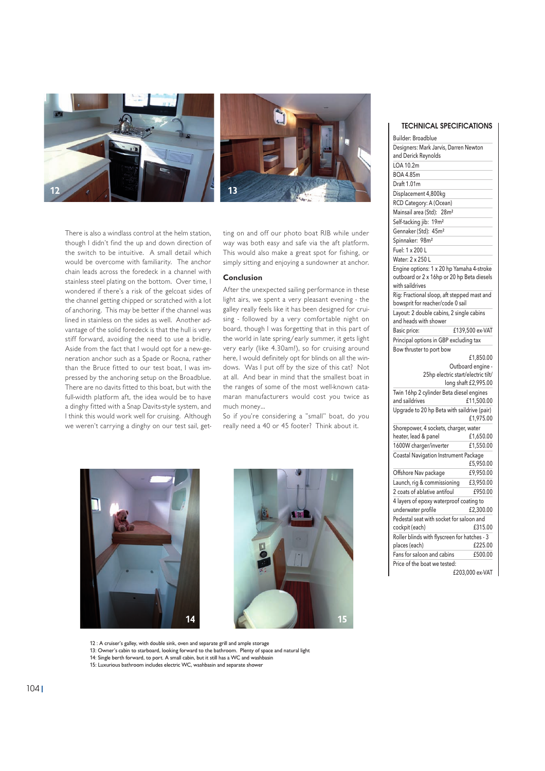There is also a windlass control at the helm station, though I didn't find the up and down direction of the switch to be intuitive. A small detail which would be overcome with familiarity. The anchor chain leads across the foredeck in a channel with stainless steel plating on the bottom. Over time, I wondered if there's a risk of the gelcoat sides of the channel getting chipped or scratched with a lot of anchoring. This may be better if the channel was lined in stainless on the sides as well. Another advantage of the solid foredeck is that the hull is very stiff forward, avoiding the need to use a bridle. Aside from the fact that I would opt for a new-generation anchor such as a Spade or Rocna, rather than the Bruce fitted to our test boat, I was impressed by the anchoring setup on the Broadblue. There are no davits fitted to this boat, but with the full-width platform aft, the idea would be to have a dinghy fitted with a Snap Davits-style system, and I think this would work well for cruising. Although we weren't carrying a dinghy on our test sail, getting on and off our photo boat RIB while under way was both easy and safe via the aft platform. This would also make a great spot for fishing, or simply sitting and enjoying a sundowner at anchor.

### Conclusion

After the unexpected sailing performance in these light airs, we spent a very pleasant evening - the galley really feels like it has been designed for cruising - followed by a very comfortable night on board, though I was forgetting that in this part of the world in late spring/early summer, it gets light very early (like 4.30am!), so for cruising around here, I would definitely opt for blinds on all the windows. Was I put off by the size of this cat? Not at all. And bear in mind that the smallest boat in the ranges of some of the most well-known catamaran manufacturers would cost you twice as much money...

So if you're considering a "small" boat, do you really need a 40 or 45 footer? Think about it.

12 : A cruiser's galley, with double sink, oven and separate grill and ample storage
13: Owner's cabin to starboard, looking forward to the bathroom. Plenty of space and natural light
14: Single berth forward, to port. A small cabin, but it still has a WC and washbasin
15: Luxurious bathroom includes electric WC, washbasin and separate shower

### TECHNICAL SPECIFICATIONS

| | |
|---|---|
| Builder: Broadblue | |
| Designers: Mark Jarvis, Darren Newton and Derick Reynolds | |
| LOA 10.2m | |
| BOA 4.85m | |
| Draft 1.01m | |
| Displacement 4,800kg | |
| RCD Category: A (Ocean) | |
| Mainsail area (Std): 28m² | |
| Self-tacking jib: 19m² | |
| Gennaker (Std): 45m² | |
| Spinnaker: 98m² | |
| Fuel: 1 x 200 L | |
| Water: 2 x 250 L | |
| Engine options: 1 x 20 hp Yamaha 4-stroke outboard or 2 x 16hp or 20 hp Beta diesels with saildrives | |
| Rig: Fractional sloop, aft stepped mast and bowsprit for reacher/code 0 sail | |
| Layout: 2 double cabins, 2 single cabins and heads with shower | |
| Basic price: | £139,500 ex-VAT |
| Principal options in GBP excluding tax | |
| Bow thruster to port bow | £1,850.00 |
| Outboard engine - 25hp electric start/electric tilt/ long shaft | £2,995.00 |
| Twin 16hp 2 cylinder Beta diesel engines and saildrives | £11,500.00 |
| Upgrade to 20 hp Beta with saildrive (pair) | £1,975.00 |
| Shorepower, 4 sockets, charger, water heater, lead & panel | £1,650.00 |
| 1600W charger/inverter | £1,550.00 |
| Coastal Navigation Instrument Package | £5,950.00 |
| Offshore Nav package | £9,950.00 |
| Launch, rig & commissioning | £3,950.00 |
| 2 coats of ablative antifoul | £950.00 |
| 4 layers of epoxy waterproof coating to underwater profile | £2,300.00 |
| Pedestal seat with socket for saloon and cockpit (each) | £315.00 |
| Roller blinds with flyscreen for hatches - 3 places (each) | £225.00 |
| Fans for saloon and cabins | £500.00 |
| Price of the boat we tested: | £203,000 ex-VAT |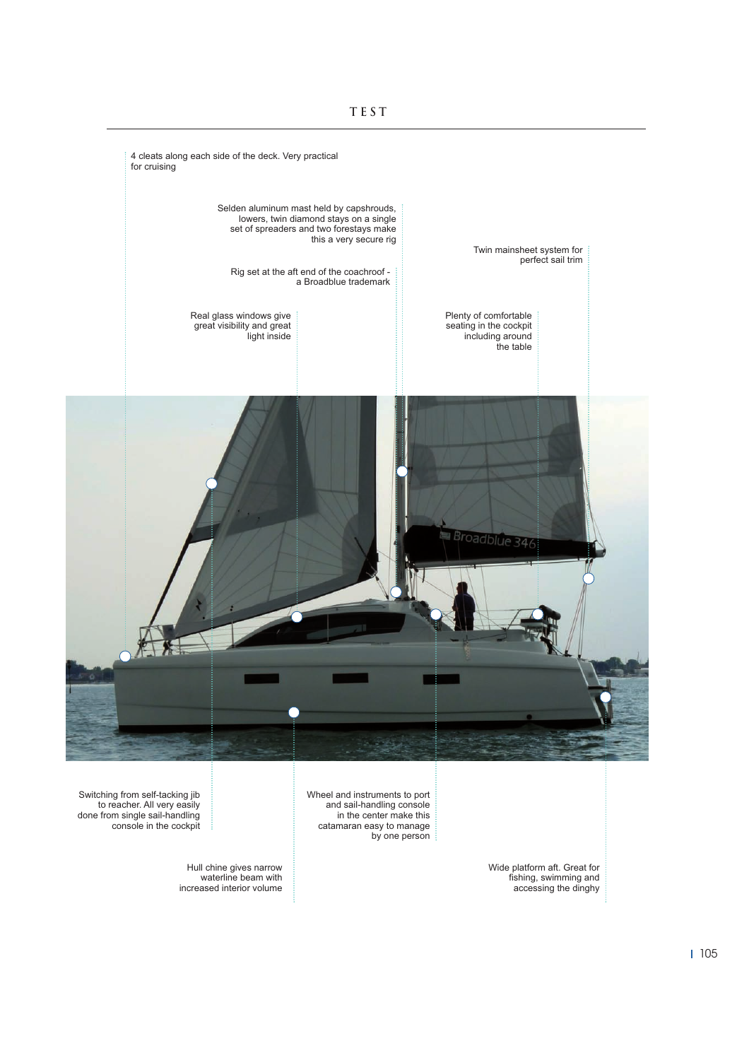4 cleats along each side of the deck. Very practical for cruising

Selden aluminum mast held by capshrouds, lowers, twin diamond stays on a single set of spreaders and two forestays make this a very secure rig

Twin mainsheet system for perfect sail trim

Rig set at the aft end of the coachroof - a Broadblue trademark

Real glass windows give great visibility and great light inside

Plenty of comfortable seating in the cockpit including around the table

Switching from self-tacking jib to reacher. All very easily done from single sail-handling console in the cockpit

Wheel and instruments to port and sail-handling console in the center make this catamaran easy to manage by one person

Hull chine gives narrow waterline beam with increased interior volume

Wide platform aft. Great for fishing, swimming and accessing the dinghy